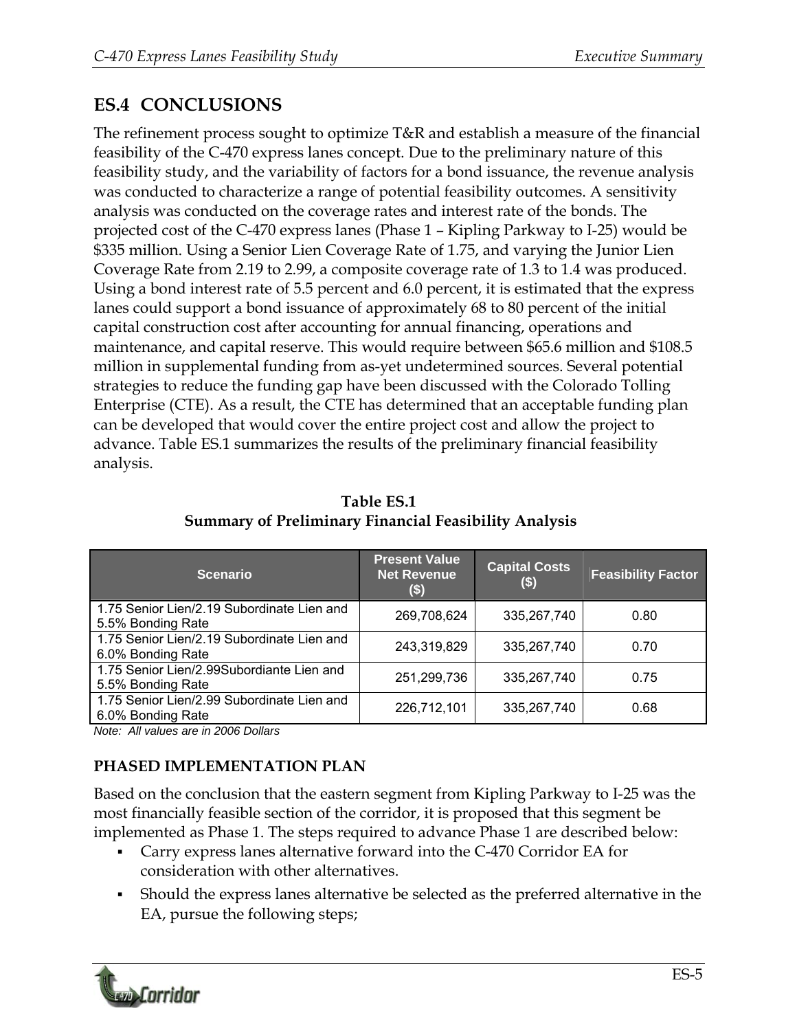## ES.4 CONCLUSIONS

The refinement process sought to optimize T&R and establish a measure of the financial feasibility of the C-470 express lanes concept. Due to the preliminary nature of this feasibility study, and the variability of factors for a bond issuance, the revenue analysis was conducted to characterize a range of potential feasibility outcomes. A sensitivity analysis was conducted on the coverage rates and interest rate of the bonds. The projected cost of the C-470 express lanes (Phase 1 – Kipling Parkway to I-25) would be $335 million. Using a Senior Lien Coverage Rate of 1.75, and varying the Junior Lien Coverage Rate from 2.19 to 2.99, a composite coverage rate of 1.3 to 1.4 was produced. Using a bond interest rate of 5.5 percent and 6.0 percent, it is estimated that the express lanes could support a bond issuance of approximately 68 to 80 percent of the initial capital construction cost after accounting for annual financing, operations and maintenance, and capital reserve. This would require between $65.6 million and $108.5 million in supplemental funding from as-yet undetermined sources. Several potential strategies to reduce the funding gap have been discussed with the Colorado Tolling Enterprise (CTE). As a result, the CTE has determined that an acceptable funding plan can be developed that would cover the entire project cost and allow the project to advance. Table ES.1 summarizes the results of the preliminary financial feasibility analysis.

**Table ES.1**
**Summary of Preliminary Financial Feasibility Analysis**

| Scenario | Present Value Net Revenue ($) | Capital Costs ($) | Feasibility Factor |
|---|---|---|---|
| 1.75 Senior Lien/2.19 Subordinate Lien and 5.5% Bonding Rate | 269,708,624 | 335,267,740 | 0.80 |
| 1.75 Senior Lien/2.19 Subordinate Lien and 6.0% Bonding Rate | 243,319,829 | 335,267,740 | 0.70 |
| 1.75 Senior Lien/2.99Subordiante Lien and 5.5% Bonding Rate | 251,299,736 | 335,267,740 | 0.75 |
| 1.75 Senior Lien/2.99 Subordinate Lien and 6.0% Bonding Rate | 226,712,101 | 335,267,740 | 0.68 |

*Note: All values are in 2006 Dollars*

### PHASED IMPLEMENTATION PLAN

Based on the conclusion that the eastern segment from Kipling Parkway to I-25 was the most financially feasible section of the corridor, it is proposed that this segment be implemented as Phase 1. The steps required to advance Phase 1 are described below:

- Carry express lanes alternative forward into the C-470 Corridor EA for consideration with other alternatives.
- Should the express lanes alternative be selected as the preferred alternative in the EA, pursue the following steps;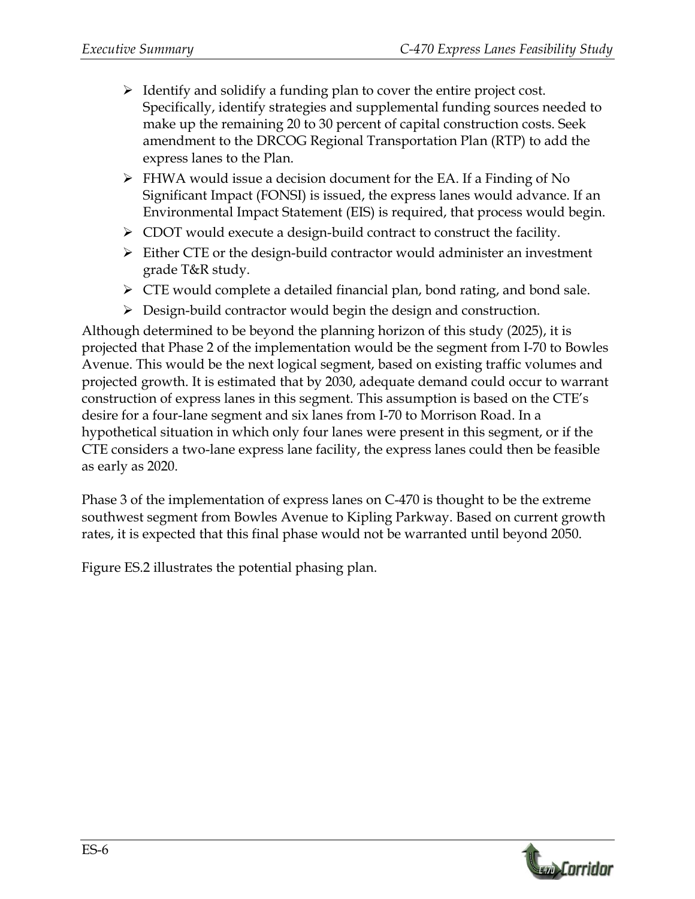- Identify and solidify a funding plan to cover the entire project cost. Specifically, identify strategies and supplemental funding sources needed to make up the remaining 20 to 30 percent of capital construction costs. Seek amendment to the DRCOG Regional Transportation Plan (RTP) to add the express lanes to the Plan.
- FHWA would issue a decision document for the EA. If a Finding of No Significant Impact (FONSI) is issued, the express lanes would advance. If an Environmental Impact Statement (EIS) is required, that process would begin.
- CDOT would execute a design-build contract to construct the facility.
- Either CTE or the design-build contractor would administer an investment grade T&R study.
- CTE would complete a detailed financial plan, bond rating, and bond sale.
- Design-build contractor would begin the design and construction.

Although determined to be beyond the planning horizon of this study (2025), it is projected that Phase 2 of the implementation would be the segment from I-70 to Bowles Avenue. This would be the next logical segment, based on existing traffic volumes and projected growth. It is estimated that by 2030, adequate demand could occur to warrant construction of express lanes in this segment. This assumption is based on the CTE's desire for a four-lane segment and six lanes from I-70 to Morrison Road. In a hypothetical situation in which only four lanes were present in this segment, or if the CTE considers a two-lane express lane facility, the express lanes could then be feasible as early as 2020.

Phase 3 of the implementation of express lanes on C-470 is thought to be the extreme southwest segment from Bowles Avenue to Kipling Parkway. Based on current growth rates, it is expected that this final phase would not be warranted until beyond 2050.

Figure ES.2 illustrates the potential phasing plan.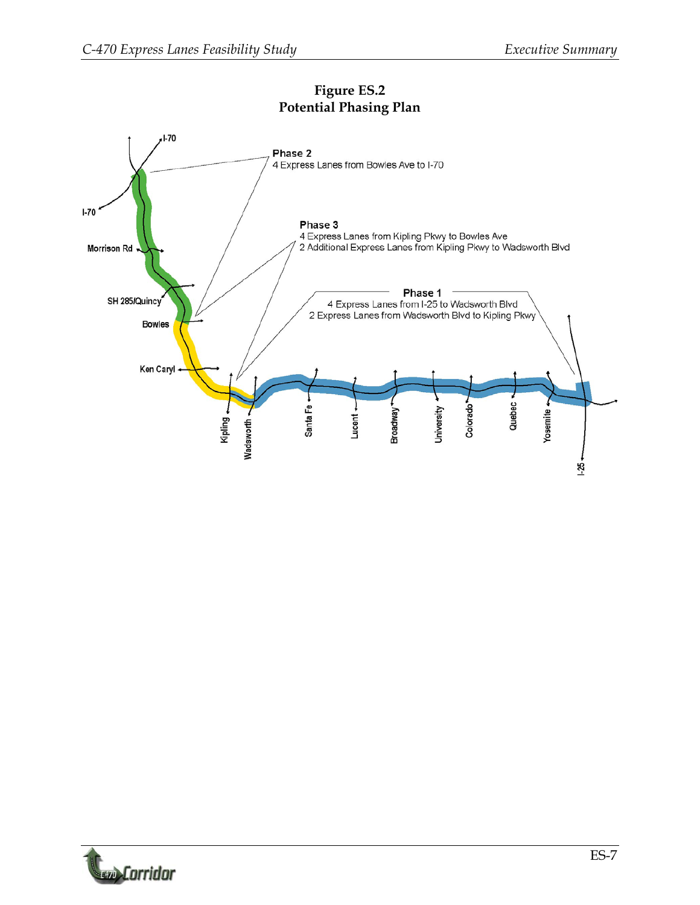**Figure ES.2**
**Potential Phasing Plan**

**Phase 2**
4 Express Lanes from Bowles Ave to I-70

**Phase 3**
4 Express Lanes from Kipling Pkwy to Bowles Ave
2 Additional Express Lanes from Kipling Pkwy to Wadsworth Blvd

**Phase 1**
4 Express Lanes from I-25 to Wadsworth Blvd
2 Express Lanes from Wadsworth Blvd to Kipling Pkwy

I-70, I-70, Morrison Rd, SH 285/Quincy, Bowles, Ken Caryl, Kipling, Wadsworth, Santa Fe, Lucent, Broadway, University, Colorado, Quebec, Yosemite, I-25